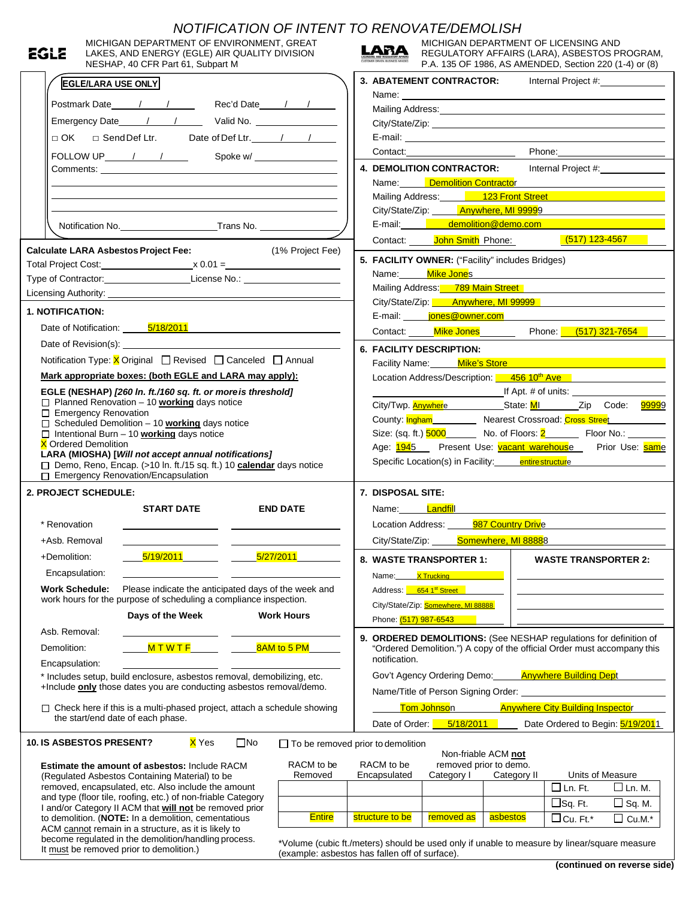# NOTIFICATION OF INTENT TO RENOVATE/DEMOLISH

EGLE — MICHIGAN DEPARTMENT OF ENVIRONMENT, GREAT LAKES, AND ENERGY (EGLE) AIR QUALITY DIVISION NESHAP, 40 CFR Part 61, Subpart M

LARA — MICHIGAN DEPARTMENT OF LICENSING AND REGULATORY AFFAIRS (LARA), ASBESTOS PROGRAM, P.A. 135 OF 1986, AS AMENDED, Section 220 (1-4) or (8)

**EGLE/LARA USE ONLY**

Postmark Date ___/___/___ Rec'd Date ___/___/___

Emergency Date ___/___/___ Valid No. ______

□ OK □ Send Def Ltr. Date of Def Ltr. ___/___/___

FOLLOW UP ___/___/___ Spoke w/ ______

Comments: ______

Notification No. ______ Trans No. ______

**Calculate LARA Asbestos Project Fee:** (1% Project Fee)

Total Project Cost: ______ x 0.01 = ______

Type of Contractor: ______ License No.: ______

Licensing Authority: ______

## 1. NOTIFICATION:

Date of Notification: 5/18/2011

Date of Revision(s): ______

Notification Type: X Original ☐ Revised ☐ Canceled ☐ Annual

**Mark appropriate boxes: (both EGLE and LARA may apply):**

**EGLE (NESHAP)** ***[260 ln. ft./160 sq. ft. or more is threshold]***

- ☐ Planned Renovation – 10 **working** days notice
- ☐ Emergency Renovation
- ☐ Scheduled Demolition – 10 **working** days notice
- ☐ Intentional Burn – 10 **working** days notice
- X Ordered Demolition

**LARA (MIOSHA)** ***[Will not accept annual notifications]***

- ☐ Demo, Reno, Encap. (>10 ln. ft./15 sq. ft.) 10 **calendar** days notice
- ☐ Emergency Renovation/Encapsulation

## 2. PROJECT SCHEDULE:

| | START DATE | END DATE |
|---|---|---|
| * Renovation | | |
| +Asb. Removal | | |
| +Demolition: | 5/19/2011 | 5/27/2011 |
| Encapsulation: | | |

**Work Schedule:** Please indicate the anticipated days of the week and work hours for the purpose of scheduling a compliance inspection.

| | Days of the Week | Work Hours |
|---|---|---|
| Asb. Removal: | | |
| Demolition: | M T W T F | 8AM to 5 PM |
| Encapsulation: | | |

\* Includes setup, build enclosure, asbestos removal, demobilizing, etc.
+Include **only** those dates you are conducting asbestos removal/demo.

☐ Check here if this is a multi-phased project, attach a schedule showing the start/end date of each phase.

## 3. ABATEMENT CONTRACTOR:

Internal Project #: ______

Name: ______

Mailing Address: ______

City/State/Zip: ______

E-mail: ______

Contact: ______ Phone: ______

## 4. DEMOLITION CONTRACTOR:

Internal Project #: ______

Name: Demolition Contractor

Mailing Address: 123 Front Street

City/State/Zip: Anywhere, MI 99999

E-mail: demolition@demo.com

Contact: John Smith Phone: (517) 123-4567

## 5. FACILITY OWNER: ("Facility" includes Bridges)

Name: Mike Jones

Mailing Address: 789 Main Street

City/State/Zip: Anywhere, MI 99999

E-mail: jones@owner.com

Contact: Mike Jones Phone: (517) 321-7654

## 6. FACILITY DESCRIPTION:

Facility Name: Mike's Store

Location Address/Description: 456 10th Ave

If Apt. # of units: ______

City/Twp. Anywhere State: MI Zip Code: 99999

County: Ingham Nearest Crossroad: Cross Street

Size: (sq. ft.) 5000 No. of Floors: 2 Floor No.: ______

Age: 1945 Present Use: vacant warehouse Prior Use: same

Specific Location(s) in Facility: entire structure

## 7. DISPOSAL SITE:

Name: Landfill

Location Address: 987 Country Drive

City/State/Zip: Somewhere, MI 88888

## 8. WASTE TRANSPORTER 1:

Name: X Trucking

Address: 654 1st Street

City/State/Zip: Somewhere, MI 88888

Phone: (517) 987-6543

**WASTE TRANSPORTER 2:**

Name: ______

Address: ______

City/State/Zip: ______

Phone: ______

## 9. ORDERED DEMOLITIONS:

(See NESHAP regulations for definition of "Ordered Demolition.") A copy of the official Order must accompany this notification.

Gov't Agency Ordering Demo: Anywhere Building Dept

Name/Title of Person Signing Order: Tom Johnson Anywhere City Building Inspector

Date of Order: 5/18/2011 Date Ordered to Begin: 5/19/2011

## 10. IS ASBESTOS PRESENT?

X Yes ☐No ☐ To be removed prior to demolition

**Estimate the amount of asbestos:** Include RACM (Regulated Asbestos Containing Material) to be removed, encapsulated, etc. Also include the amount and type (floor tile, roofing, etc.) of non-friable Category I and/or Category II ACM that **will not** be removed prior to demolition. (**NOTE:** In a demolition, cementatious ACM cannot remain in a structure, as it is likely to become regulated in the demolition/handling process. It must be removed prior to demolition.)

| RACM to be Removed | RACM to be Encapsulated | Non-friable ACM **not** removed prior to demo. Category I | Category II | Units of Measure | |
|---|---|---|---|---|---|
| | | | | ☐ Ln. Ft. | ☐ Ln. M. |
| | | | | ☐ Sq. Ft. | ☐ Sq. M. |
| Entire | structure to be | removed as | asbestos | ☐ Cu. Ft.* | ☐ Cu.M.* |

\*Volume (cubic ft./meters) should be used only if unable to measure by linear/square measure (example: asbestos has fallen off of surface).

**(continued on reverse side)**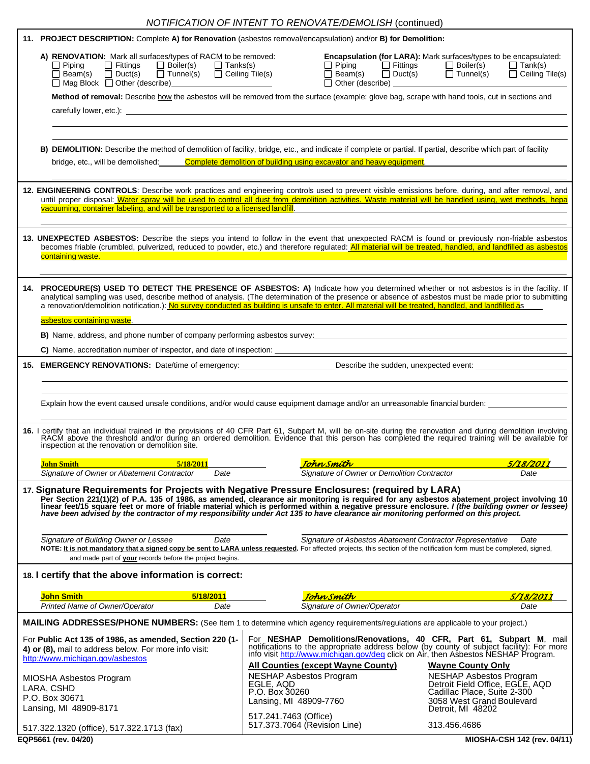*NOTIFICATION OF INTENT TO RENOVATE/DEMOLISH* (continued)

**11. PROJECT DESCRIPTION:** Complete **A) for Renovation** (asbestos removal/encapsulation) and/or **B) for Demolition:**

**A) RENOVATION:** Mark all surfaces/types of RACM to be removed:
☐ Piping ☐ Fittings ☐ Boiler(s) ☐ Tanks(s)
☐ Beam(s) ☐ Duct(s) ☐ Tunnel(s) ☐ Ceiling Tile(s)
☐ Mag Block ☐ Other (describe)

**Encapsulation (for LARA):** Mark surfaces/types to be encapsulated:
☐ Piping ☐ Fittings ☐ Boiler(s) ☐ Tank(s)
☐ Beam(s) ☐ Duct(s) ☐ Tunnel(s) ☐ Ceiling Tile(s)
☐ Other (describe)

**Method of removal:** Describe how the asbestos will be removed from the surface (example: glove bag, scrape with hand tools, cut in sections and carefully lower, etc.):

**B) DEMOLITION:** Describe the method of demolition of facility, bridge, etc., and indicate if complete or partial. If partial, describe which part of facility bridge, etc., will be demolished: Complete demolition of building using excavator and heavy equipment.

**12. ENGINEERING CONTROLS**: Describe work practices and engineering controls used to prevent visible emissions before, during, and after removal, and until proper disposal: Water spray will be used to control all dust from demolition activities. Waste material will be handled using, wet methods, hepa vacuuming, container labeling, and will be transported to a licensed landfill.

**13. UNEXPECTED ASBESTOS:** Describe the steps you intend to follow in the event that unexpected RACM is found or previously non-friable asbestos becomes friable (crumbled, pulverized, reduced to powder, etc.) and therefore regulated: All material will be treated, handled, and landfilled as asbestos containing waste.

**14. PROCEDURE(S) USED TO DETECT THE PRESENCE OF ASBESTOS: A)** Indicate how you determined whether or not asbestos is in the facility. If analytical sampling was used, describe method of analysis. (The determination of the presence or absence of asbestos must be made prior to submitting a renovation/demolition notification.): No survey conducted as building is unsafe to enter. All material will be treated, handled, and landfilled as asbestos containing waste.

**B)** Name, address, and phone number of company performing asbestos survey:

**C)** Name, accreditation number of inspector, and date of inspection:

**15. EMERGENCY RENOVATIONS:** Date/time of emergency: Describe the sudden, unexpected event:

Explain how the event caused unsafe conditions, and/or would cause equipment damage and/or an unreasonable financial burden:

**16.** I certify that an individual trained in the provisions of 40 CFR Part 61, Subpart M, will be on-site during the renovation and during demolition involving RACM above the threshold and/or during an ordered demolition. Evidence that this person has completed the required training will be available for inspection at the renovation or demolition site.

| | | | |
|---|---|---|---|
| John Smith | 5/18/2011 | *John Smith* | *5/18/2011* |
| *Signature of Owner or Abatement Contractor* | *Date* | *Signature of Owner or Demolition Contractor* | *Date* |

**17. Signature Requirements for Projects with Negative Pressure Enclosures: (required by LARA)**
**Per Section 221(1)(2) of P.A. 135 of 1986, as amended, clearance air monitoring is required for any asbestos abatement project involving 10 linear feet/15 square feet or more of friable material which is performed within a negative pressure enclosure.** ***I (the building owner or lessee) have been advised by the contractor of my responsibility under Act 135 to have clearance air monitoring performed on this project.***

| | | | |
|---|---|---|---|
| | | | |
| *Signature of Building Owner or Lessee* | *Date* | *Signature of Asbestos Abatement Contractor Representative* | *Date* |

**NOTE: It is not mandatory that a signed copy be sent to LARA unless requested.** For affected projects, this section of the notification form must be completed, signed, and made part of **your** records before the project begins.

**18. I certify that the above information is correct:**

| | | | |
|---|---|---|---|
| **John Smith** | 5/18/2011 | *John Smith* | *5/18/2011* |
| *Printed Name of Owner/Operator* | *Date* | *Signature of Owner/Operator* | *Date* |

**MAILING ADDRESSES/PHONE NUMBERS:** (See Item 1 to determine which agency requirements/regulations are applicable to your project.)

For **Public Act 135 of 1986, as amended, Section 220 (1-4) or (8),** mail to address below. For more info visit: http://www.michigan.gov/asbestos

MIOSHA Asbestos Program
LARA, CSHD
P.O. Box 30671
Lansing, MI 48909-8171

517.322.1320 (office), 517.322.1713 (fax)

For **NESHAP Demolitions/Renovations, 40 CFR, Part 61, Subpart M**, mail notifications to the appropriate address below (by county of subject facility): For more info visit http://www.michigan.gov/deq click on Air, then Asbestos NESHAP Program.

**All Counties (except Wayne County)**
NESHAP Asbestos Program
EGLE, AQD
P.O. Box 30260
Lansing, MI 48909-7760
517.241.7463 (Office)
517.373.7064 (Revision Line)

**Wayne County Only**
NESHAP Asbestos Program
Detroit Field Office, EGLE, AQD
Cadillac Place, Suite 2-300
3058 West Grand Boulevard
Detroit, MI 48202
313.456.4686

**EQP5661 (rev. 04/20)** **MIOSHA-CSH 142 (rev. 04/11)**